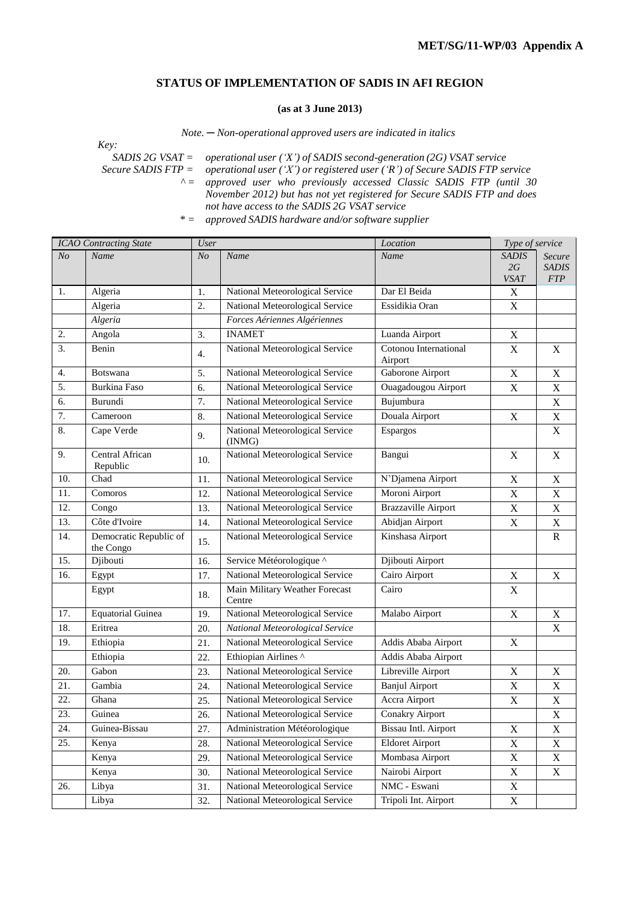**MET/SG/11-WP/03 Appendix A**

## STATUS OF IMPLEMENTATION OF SADIS IN AFI REGION

**(as at 3 June 2013)**

*Note. ─ Non-operational approved users are indicated in italics*

*Key:*

*SADIS 2G VSAT = operational user ('X') of SADIS second-generation (2G) VSAT service*

*Secure SADIS FTP = operational user ('X') or registered user ('R') of Secure SADIS FTP service*

*^ = approved user who previously accessed Classic SADIS FTP (until 30 November 2012) but has not yet registered for Secure SADIS FTP and does not have access to the SADIS 2G VSAT service*

*\* = approved SADIS hardware and/or software supplier*

| *ICAO Contracting State* | | *User* | | *Location* | *Type of service* | |
|---|---|---|---|---|---|---|
| *No* | *Name* | *No* | *Name* | *Name* | *SADIS 2G VSAT* | *Secure SADIS FTP* |
| 1. | Algeria | 1. | National Meteorological Service | Dar El Beida | X | |
| | Algeria | 2. | National Meteorological Service | Essidikia Oran | X | |
| | *Algeria* | | *Forces Aériennes Algériennes* | | | |
| 2. | Angola | 3. | INAMET | Luanda Airport | X | |
| 3. | Benin | 4. | National Meteorological Service | Cotonou International Airport | X | X |
| 4. | Botswana | 5. | National Meteorological Service | Gaborone Airport | X | X |
| 5. | Burkina Faso | 6. | National Meteorological Service | Ouagadougou Airport | X | X |
| 6. | Burundi | 7. | National Meteorological Service | Bujumbura | | X |
| 7. | Cameroon | 8. | National Meteorological Service | Douala Airport | X | X |
| 8. | Cape Verde | 9. | National Meteorological Service (INMG) | Espargos | | X |
| 9. | Central African Republic | 10. | National Meteorological Service | Bangui | X | X |
| 10. | Chad | 11. | National Meteorological Service | N'Djamena Airport | X | X |
| 11. | Comoros | 12. | National Meteorological Service | Moroni Airport | X | X |
| 12. | Congo | 13. | National Meteorological Service | Brazzaville Airport | X | X |
| 13. | Côte d'Ivoire | 14. | National Meteorological Service | Abidjan Airport | X | X |
| 14. | Democratic Republic of the Congo | 15. | National Meteorological Service | Kinshasa Airport | | R |
| 15. | Djibouti | 16. | Service Météorologique ^ | Djibouti Airport | | |
| 16. | Egypt | 17. | National Meteorological Service | Cairo Airport | X | X |
| | Egypt | 18. | Main Military Weather Forecast Centre | Cairo | X | |
| 17. | Equatorial Guinea | 19. | National Meteorological Service | Malabo Airport | X | X |
| 18. | Eritrea | 20. | *National Meteorological Service* | | | X |
| 19. | Ethiopia | 21. | National Meteorological Service | Addis Ababa Airport | X | |
| | Ethiopia | 22. | Ethiopian Airlines ^ | Addis Ababa Airport | | |
| 20. | Gabon | 23. | National Meteorological Service | Libreville Airport | X | X |
| 21. | Gambia | 24. | National Meteorological Service | Banjul Airport | X | X |
| 22. | Ghana | 25. | National Meteorological Service | Accra Airport | X | X |
| 23. | Guinea | 26. | National Meteorological Service | Conakry Airport | | X |
| 24. | Guinea-Bissau | 27. | Administration Météorologique | Bissau Intl. Airport | X | X |
| 25. | Kenya | 28. | National Meteorological Service | Eldoret Airport | X | X |
| | Kenya | 29. | National Meteorological Service | Mombasa Airport | X | X |
| | Kenya | 30. | National Meteorological Service | Nairobi Airport | X | X |
| 26. | Libya | 31. | National Meteorological Service | NMC - Eswani | X | |
| | Libya | 32. | National Meteorological Service | Tripoli Int. Airport | X | |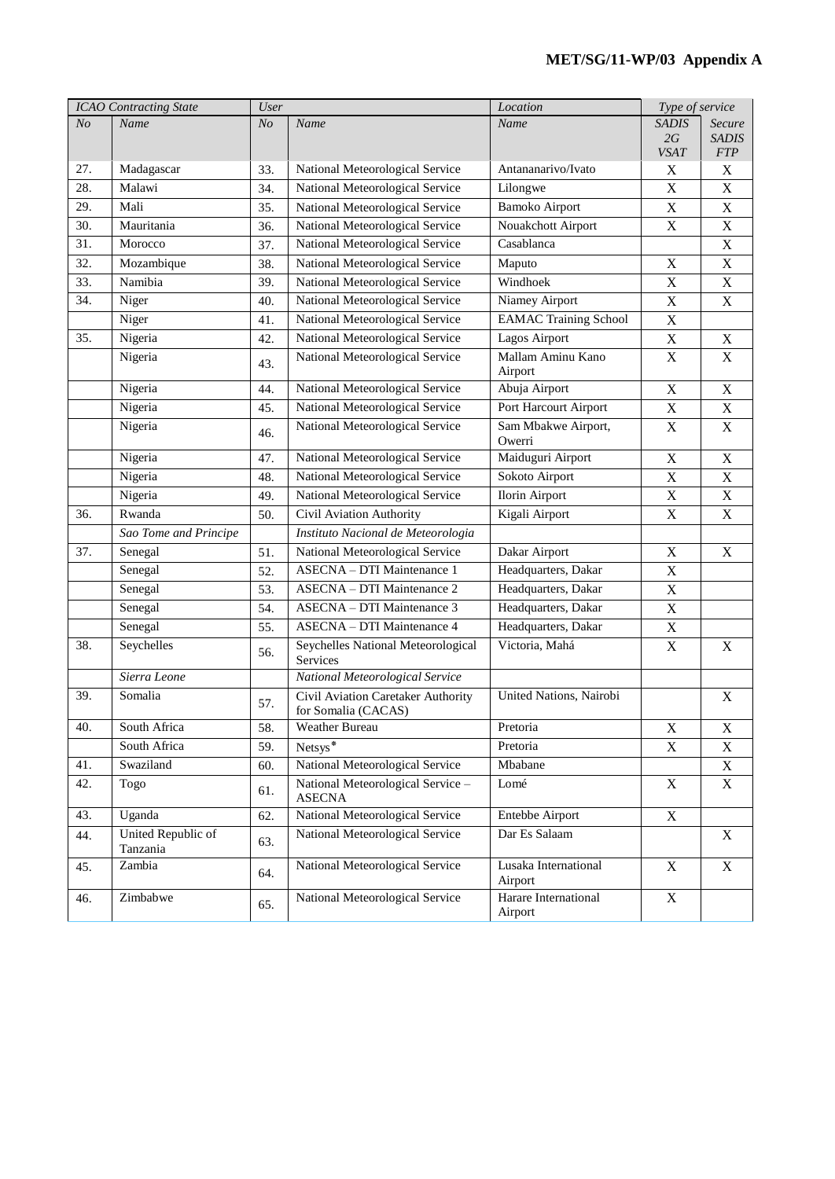| *ICAO Contracting State* | | *User* | | *Location* | *Type of service* | |
|---|---|---|---|---|---|---|
| *No* | *Name* | *No* | *Name* | *Name* | *SADIS 2G VSAT* | *Secure SADIS FTP* |
| 27. | Madagascar | 33. | National Meteorological Service | Antananarivo/Ivato | X | X |
| 28. | Malawi | 34. | National Meteorological Service | Lilongwe | X | X |
| 29. | Mali | 35. | National Meteorological Service | Bamoko Airport | X | X |
| 30. | Mauritania | 36. | National Meteorological Service | Nouakchott Airport | X | X |
| 31. | Morocco | 37. | National Meteorological Service | Casablanca | | X |
| 32. | Mozambique | 38. | National Meteorological Service | Maputo | X | X |
| 33. | Namibia | 39. | National Meteorological Service | Windhoek | X | X |
| 34. | Niger | 40. | National Meteorological Service | Niamey Airport | X | X |
| | Niger | 41. | National Meteorological Service | EAMAC Training School | X | |
| 35. | Nigeria | 42. | National Meteorological Service | Lagos Airport | X | X |
| | Nigeria | 43. | National Meteorological Service | Mallam Aminu Kano Airport | X | X |
| | Nigeria | 44. | National Meteorological Service | Abuja Airport | X | X |
| | Nigeria | 45. | National Meteorological Service | Port Harcourt Airport | X | X |
| | Nigeria | 46. | National Meteorological Service | Sam Mbakwe Airport, Owerri | X | X |
| | Nigeria | 47. | National Meteorological Service | Maiduguri Airport | X | X |
| | Nigeria | 48. | National Meteorological Service | Sokoto Airport | X | X |
| | Nigeria | 49. | National Meteorological Service | Ilorin Airport | X | X |
| 36. | Rwanda | 50. | Civil Aviation Authority | Kigali Airport | X | X |
| | *Sao Tome and Principe* | | *Instituto Nacional de Meteorologia* | | | |
| 37. | Senegal | 51. | National Meteorological Service | Dakar Airport | X | X |
| | Senegal | 52. | ASECNA – DTI Maintenance 1 | Headquarters, Dakar | X | |
| | Senegal | 53. | ASECNA – DTI Maintenance 2 | Headquarters, Dakar | X | |
| | Senegal | 54. | ASECNA – DTI Maintenance 3 | Headquarters, Dakar | X | |
| | Senegal | 55. | ASECNA – DTI Maintenance 4 | Headquarters, Dakar | X | |
| 38. | Seychelles | 56. | Seychelles National Meteorological Services | Victoria, Mahá | X | X |
| | *Sierra Leone* | | *National Meteorological Service* | | | |
| 39. | Somalia | 57. | Civil Aviation Caretaker Authority for Somalia (CACAS) | United Nations, Nairobi | | X |
| 40. | South Africa | 58. | Weather Bureau | Pretoria | X | X |
| | South Africa | 59. | Netsys* | Pretoria | X | X |
| 41. | Swaziland | 60. | National Meteorological Service | Mbabane | | X |
| 42. | Togo | 61. | National Meteorological Service – ASECNA | Lomé | X | X |
| 43. | Uganda | 62. | National Meteorological Service | Entebbe Airport | X | |
| 44. | United Republic of Tanzania | 63. | National Meteorological Service | Dar Es Salaam | | X |
| 45. | Zambia | 64. | National Meteorological Service | Lusaka International Airport | X | X |
| 46. | Zimbabwe | 65. | National Meteorological Service | Harare International Airport | X | |